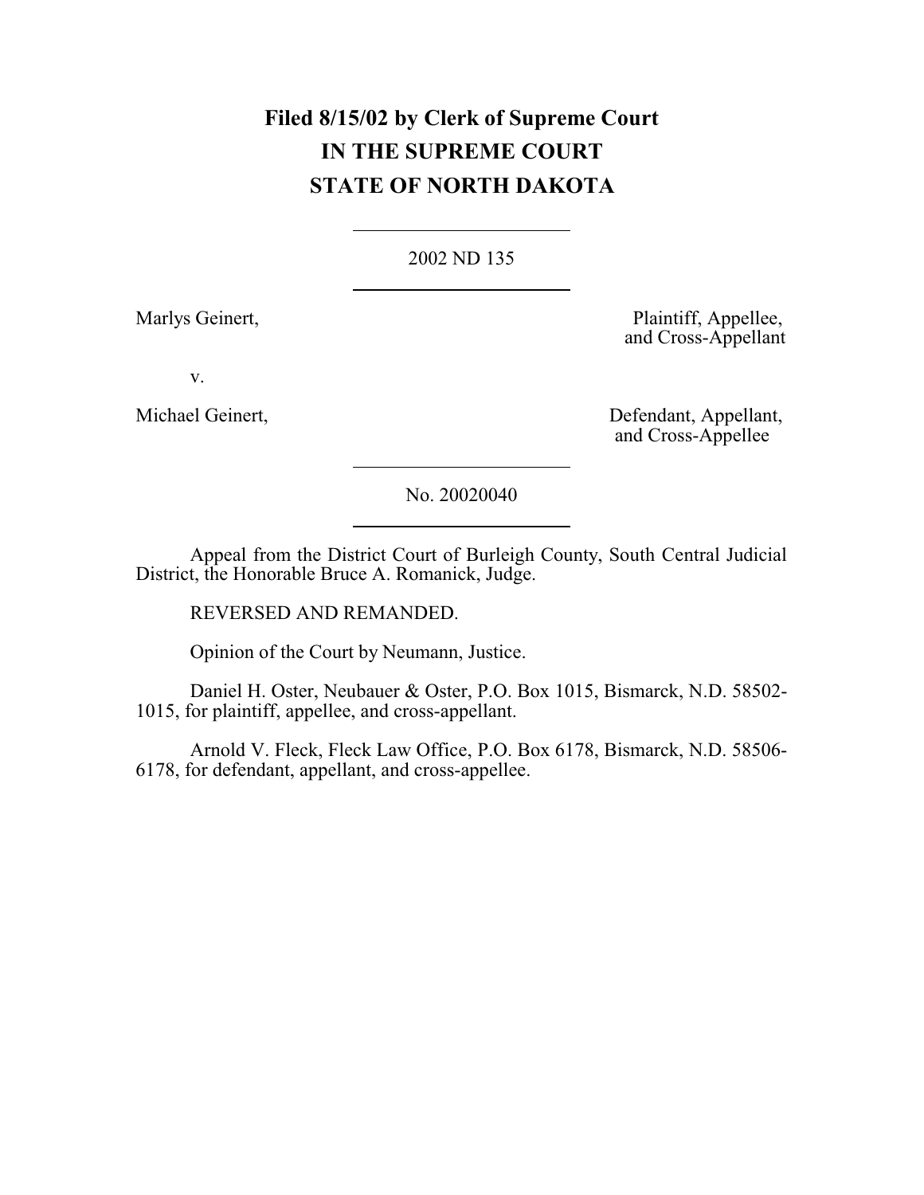# Filed 8/15/02 by Clerk of Supreme Court
# IN THE SUPREME COURT
# STATE OF NORTH DAKOTA

---

2002 ND 135

---

Marlys Geinert, Plaintiff, Appellee, and Cross-Appellant

v.

Michael Geinert, Defendant, Appellant, and Cross-Appellee

---

No. 20020040

---

Appeal from the District Court of Burleigh County, South Central Judicial District, the Honorable Bruce A. Romanick, Judge.

REVERSED AND REMANDED.

Opinion of the Court by Neumann, Justice.

Daniel H. Oster, Neubauer & Oster, P.O. Box 1015, Bismarck, N.D. 58502-1015, for plaintiff, appellee, and cross-appellant.

Arnold V. Fleck, Fleck Law Office, P.O. Box 6178, Bismarck, N.D. 58506-6178, for defendant, appellant, and cross-appellee.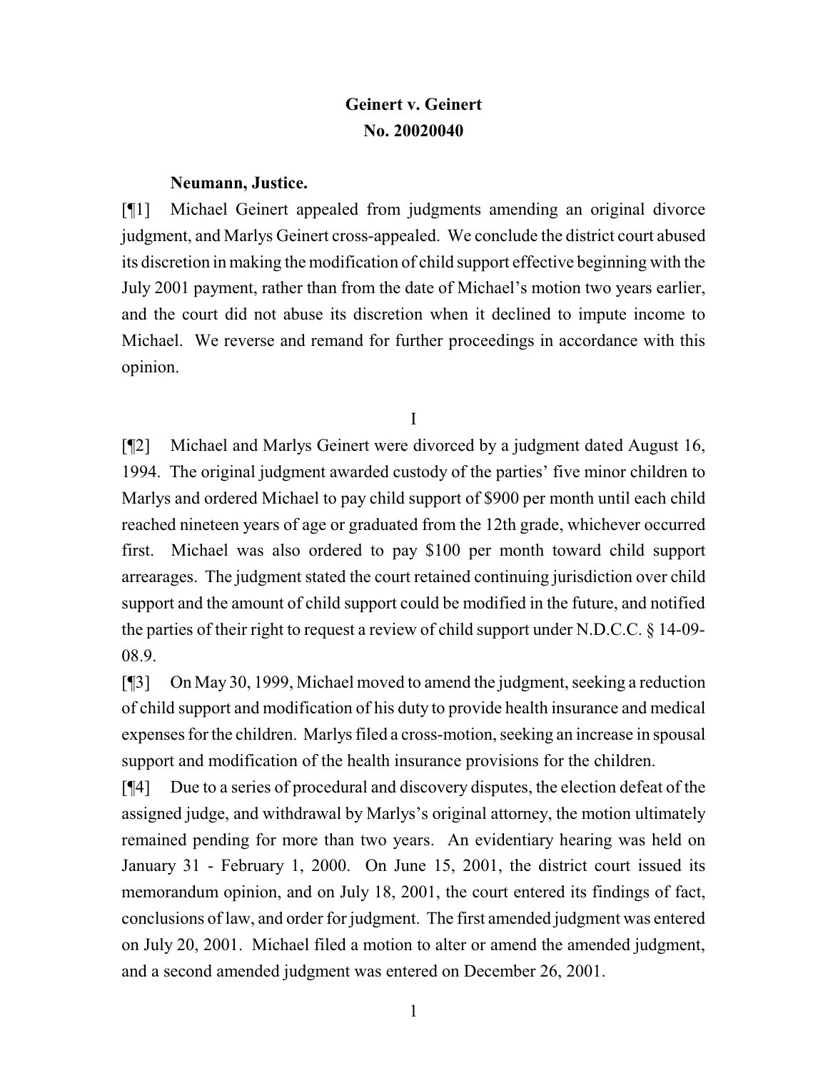**Geinert v. Geinert**
**No. 20020040**

**Neumann, Justice.**

[¶1] Michael Geinert appealed from judgments amending an original divorce judgment, and Marlys Geinert cross-appealed. We conclude the district court abused its discretion in making the modification of child support effective beginning with the July 2001 payment, rather than from the date of Michael's motion two years earlier, and the court did not abuse its discretion when it declined to impute income to Michael. We reverse and remand for further proceedings in accordance with this opinion.

I

[¶2] Michael and Marlys Geinert were divorced by a judgment dated August 16, 1994. The original judgment awarded custody of the parties' five minor children to Marlys and ordered Michael to pay child support of $900 per month until each child reached nineteen years of age or graduated from the 12th grade, whichever occurred first. Michael was also ordered to pay $100 per month toward child support arrearages. The judgment stated the court retained continuing jurisdiction over child support and the amount of child support could be modified in the future, and notified the parties of their right to request a review of child support under N.D.C.C. § 14-09-08.9.

[¶3] On May 30, 1999, Michael moved to amend the judgment, seeking a reduction of child support and modification of his duty to provide health insurance and medical expenses for the children. Marlys filed a cross-motion, seeking an increase in spousal support and modification of the health insurance provisions for the children.

[¶4] Due to a series of procedural and discovery disputes, the election defeat of the assigned judge, and withdrawal by Marlys's original attorney, the motion ultimately remained pending for more than two years. An evidentiary hearing was held on January 31 - February 1, 2000. On June 15, 2001, the district court issued its memorandum opinion, and on July 18, 2001, the court entered its findings of fact, conclusions of law, and order for judgment. The first amended judgment was entered on July 20, 2001. Michael filed a motion to alter or amend the amended judgment, and a second amended judgment was entered on December 26, 2001.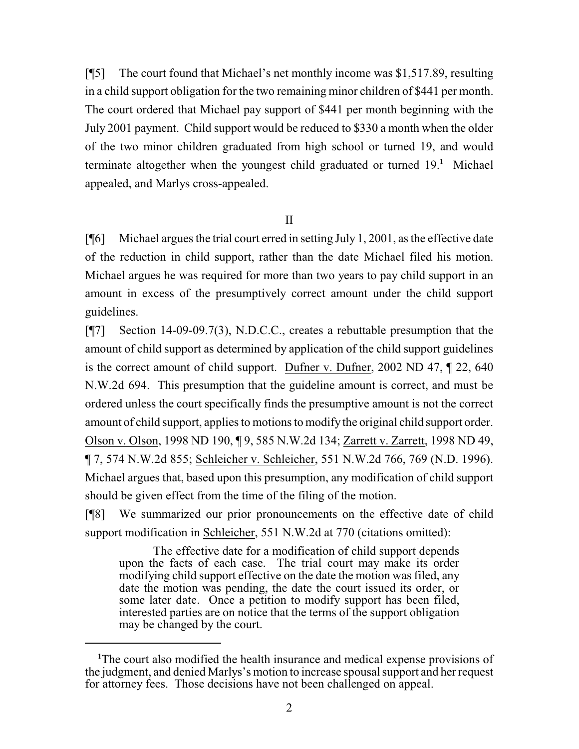[¶5] The court found that Michael's net monthly income was $1,517.89, resulting in a child support obligation for the two remaining minor children of $441 per month. The court ordered that Michael pay support of $441 per month beginning with the July 2001 payment. Child support would be reduced to $330 a month when the older of the two minor children graduated from high school or turned 19, and would terminate altogether when the youngest child graduated or turned 19.[1] Michael appealed, and Marlys cross-appealed.

II

[¶6] Michael argues the trial court erred in setting July 1, 2001, as the effective date of the reduction in child support, rather than the date Michael filed his motion. Michael argues he was required for more than two years to pay child support in an amount in excess of the presumptively correct amount under the child support guidelines.

[¶7] Section 14-09-09.7(3), N.D.C.C., creates a rebuttable presumption that the amount of child support as determined by application of the child support guidelines is the correct amount of child support. Dufner v. Dufner, 2002 ND 47, ¶ 22, 640 N.W.2d 694. This presumption that the guideline amount is correct, and must be ordered unless the court specifically finds the presumptive amount is not the correct amount of child support, applies to motions to modify the original child support order. Olson v. Olson, 1998 ND 190, ¶ 9, 585 N.W.2d 134; Zarrett v. Zarrett, 1998 ND 49, ¶ 7, 574 N.W.2d 855; Schleicher v. Schleicher, 551 N.W.2d 766, 769 (N.D. 1996). Michael argues that, based upon this presumption, any modification of child support should be given effect from the time of the filing of the motion.

[¶8] We summarized our prior pronouncements on the effective date of child support modification in Schleicher, 551 N.W.2d at 770 (citations omitted):

> The effective date for a modification of child support depends upon the facts of each case. The trial court may make its order modifying child support effective on the date the motion was filed, any date the motion was pending, the date the court issued its order, or some later date. Once a petition to modify support has been filed, interested parties are on notice that the terms of the support obligation may be changed by the court.

---

[1] The court also modified the health insurance and medical expense provisions of the judgment, and denied Marlys's motion to increase spousal support and her request for attorney fees. Those decisions have not been challenged on appeal.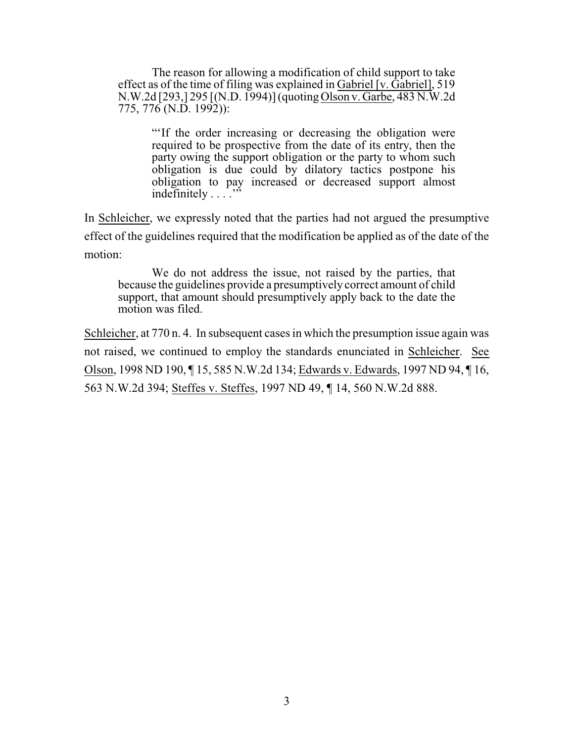> The reason for allowing a modification of child support to take effect as of the time of filing was explained in Gabriel [v. Gabriel], 519 N.W.2d [293,] 295 [(N.D. 1994)] (quoting Olson v. Garbe, 483 N.W.2d 775, 776 (N.D. 1992)):
>
> > "'If the order increasing or decreasing the obligation were required to be prospective from the date of its entry, then the party owing the support obligation or the party to whom such obligation is due could by dilatory tactics postpone his obligation to pay increased or decreased support almost indefinitely . . . .'"

In Schleicher, we expressly noted that the parties had not argued the presumptive effect of the guidelines required that the modification be applied as of the date of the motion:

> We do not address the issue, not raised by the parties, that because the guidelines provide a presumptively correct amount of child support, that amount should presumptively apply back to the date the motion was filed.

Schleicher, at 770 n. 4. In subsequent cases in which the presumption issue again was not raised, we continued to employ the standards enunciated in Schleicher. See Olson, 1998 ND 190, ¶ 15, 585 N.W.2d 134; Edwards v. Edwards, 1997 ND 94, ¶ 16, 563 N.W.2d 394; Steffes v. Steffes, 1997 ND 49, ¶ 14, 560 N.W.2d 888.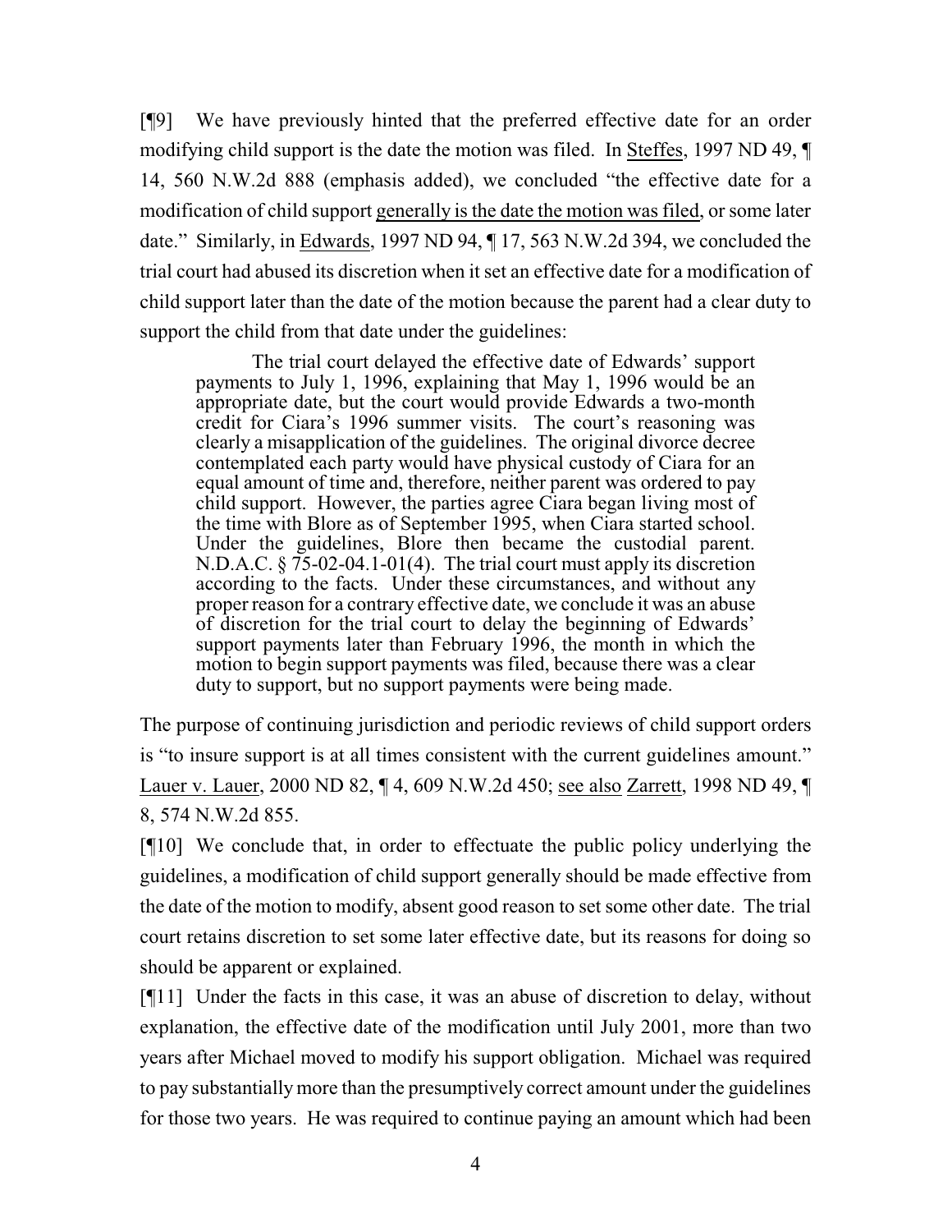[¶9] We have previously hinted that the preferred effective date for an order modifying child support is the date the motion was filed. In Steffes, 1997 ND 49, ¶ 14, 560 N.W.2d 888 (emphasis added), we concluded "the effective date for a modification of child support generally is the date the motion was filed, or some later date." Similarly, in Edwards, 1997 ND 94, ¶ 17, 563 N.W.2d 394, we concluded the trial court had abused its discretion when it set an effective date for a modification of child support later than the date of the motion because the parent had a clear duty to support the child from that date under the guidelines:

> The trial court delayed the effective date of Edwards' support payments to July 1, 1996, explaining that May 1, 1996 would be an appropriate date, but the court would provide Edwards a two-month credit for Ciara's 1996 summer visits. The court's reasoning was clearly a misapplication of the guidelines. The original divorce decree contemplated each party would have physical custody of Ciara for an equal amount of time and, therefore, neither parent was ordered to pay child support. However, the parties agree Ciara began living most of the time with Blore as of September 1995, when Ciara started school. Under the guidelines, Blore then became the custodial parent. N.D.A.C. § 75-02-04.1-01(4). The trial court must apply its discretion according to the facts. Under these circumstances, and without any proper reason for a contrary effective date, we conclude it was an abuse of discretion for the trial court to delay the beginning of Edwards' support payments later than February 1996, the month in which the motion to begin support payments was filed, because there was a clear duty to support, but no support payments were being made.

The purpose of continuing jurisdiction and periodic reviews of child support orders is "to insure support is at all times consistent with the current guidelines amount." Lauer v. Lauer, 2000 ND 82, ¶ 4, 609 N.W.2d 450; see also Zarrett, 1998 ND 49, ¶ 8, 574 N.W.2d 855.

[¶10] We conclude that, in order to effectuate the public policy underlying the guidelines, a modification of child support generally should be made effective from the date of the motion to modify, absent good reason to set some other date. The trial court retains discretion to set some later effective date, but its reasons for doing so should be apparent or explained.

[¶11] Under the facts in this case, it was an abuse of discretion to delay, without explanation, the effective date of the modification until July 2001, more than two years after Michael moved to modify his support obligation. Michael was required to pay substantially more than the presumptively correct amount under the guidelines for those two years. He was required to continue paying an amount which had been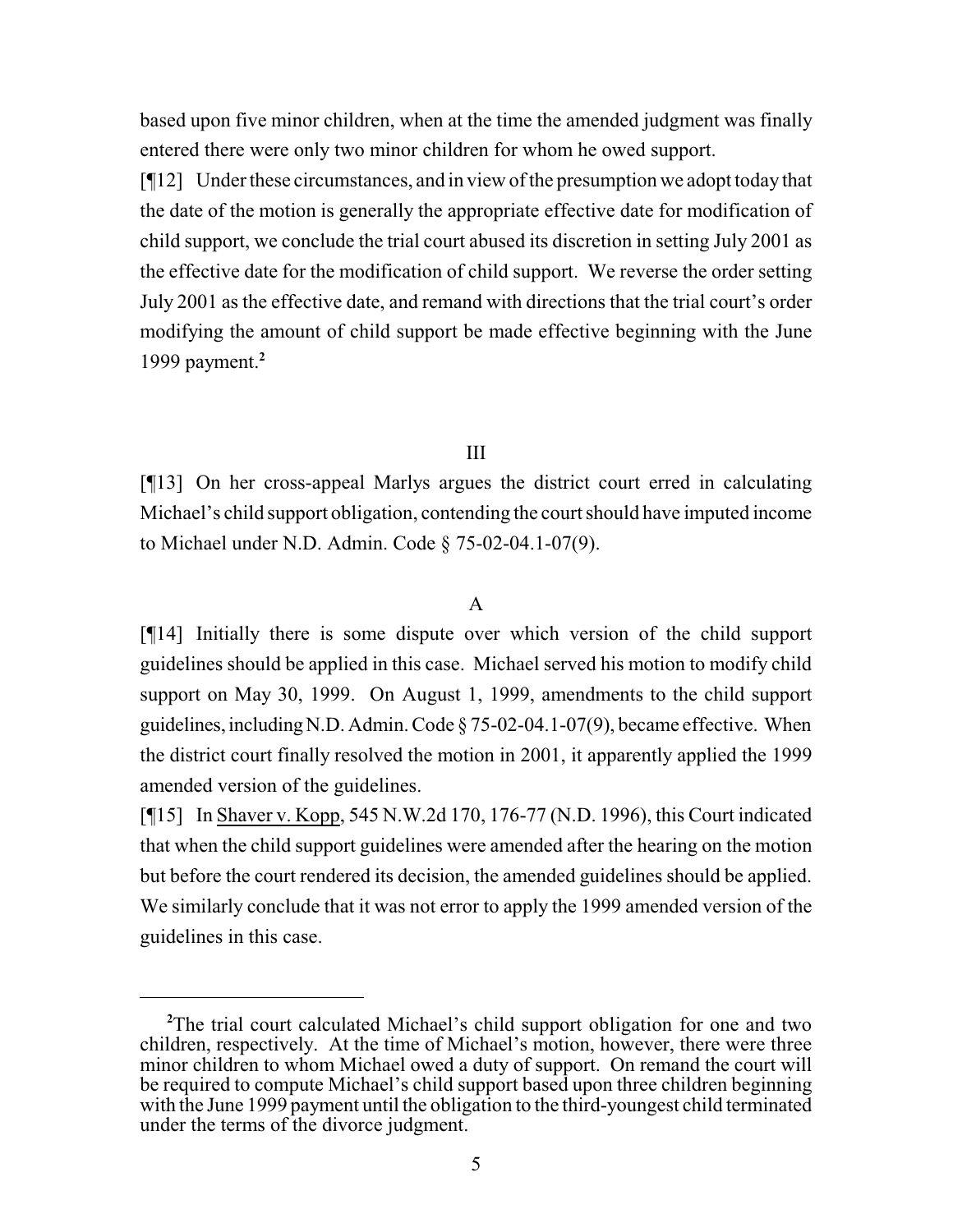based upon five minor children, when at the time the amended judgment was finally entered there were only two minor children for whom he owed support.

[¶12] Under these circumstances, and in view of the presumption we adopt today that the date of the motion is generally the appropriate effective date for modification of child support, we conclude the trial court abused its discretion in setting July 2001 as the effective date for the modification of child support. We reverse the order setting July 2001 as the effective date, and remand with directions that the trial court's order modifying the amount of child support be made effective beginning with the June 1999 payment.[2]

## III

[¶13] On her cross-appeal Marlys argues the district court erred in calculating Michael's child support obligation, contending the court should have imputed income to Michael under N.D. Admin. Code § 75-02-04.1-07(9).

### A

[¶14] Initially there is some dispute over which version of the child support guidelines should be applied in this case. Michael served his motion to modify child support on May 30, 1999. On August 1, 1999, amendments to the child support guidelines, including N.D. Admin. Code § 75-02-04.1-07(9), became effective. When the district court finally resolved the motion in 2001, it apparently applied the 1999 amended version of the guidelines.

[¶15] In Shaver v. Kopp, 545 N.W.2d 170, 176-77 (N.D. 1996), this Court indicated that when the child support guidelines were amended after the hearing on the motion but before the court rendered its decision, the amended guidelines should be applied. We similarly conclude that it was not error to apply the 1999 amended version of the guidelines in this case.

---

[2] The trial court calculated Michael's child support obligation for one and two children, respectively. At the time of Michael's motion, however, there were three minor children to whom Michael owed a duty of support. On remand the court will be required to compute Michael's child support based upon three children beginning with the June 1999 payment until the obligation to the third-youngest child terminated under the terms of the divorce judgment.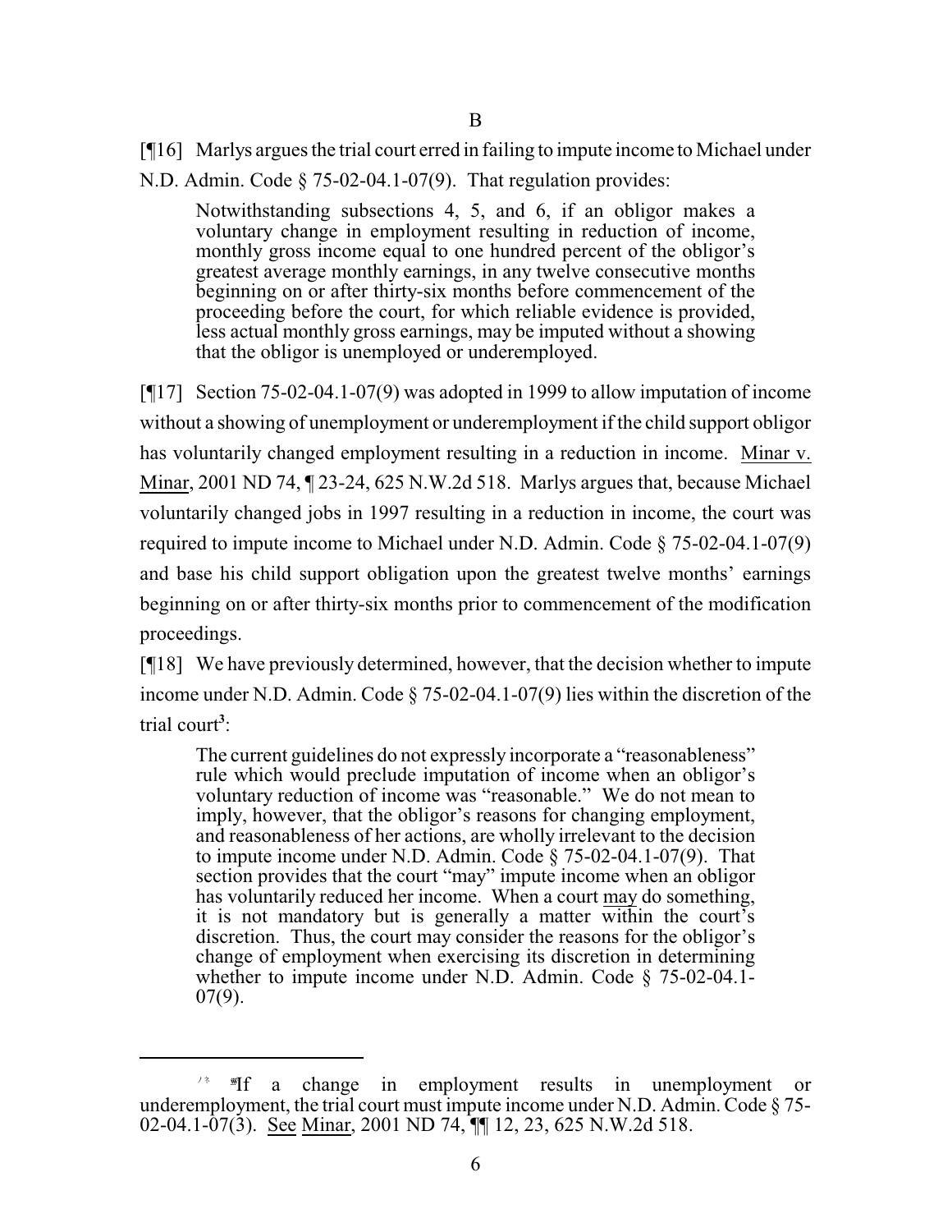### B

[¶16] Marlys argues the trial court erred in failing to impute income to Michael under N.D. Admin. Code § 75-02-04.1-07(9). That regulation provides:

> Notwithstanding subsections 4, 5, and 6, if an obligor makes a voluntary change in employment resulting in reduction of income, monthly gross income equal to one hundred percent of the obligor's greatest average monthly earnings, in any twelve consecutive months beginning on or after thirty-six months before commencement of the proceeding before the court, for which reliable evidence is provided, less actual monthly gross earnings, may be imputed without a showing that the obligor is unemployed or underemployed.

[¶17] Section 75-02-04.1-07(9) was adopted in 1999 to allow imputation of income without a showing of unemployment or underemployment if the child support obligor has voluntarily changed employment resulting in a reduction in income. Minar v. Minar, 2001 ND 74, ¶ 23-24, 625 N.W.2d 518. Marlys argues that, because Michael voluntarily changed jobs in 1997 resulting in a reduction in income, the court was required to impute income to Michael under N.D. Admin. Code § 75-02-04.1-07(9) and base his child support obligation upon the greatest twelve months' earnings beginning on or after thirty-six months prior to commencement of the modification proceedings.

[¶18] We have previously determined, however, that the decision whether to impute income under N.D. Admin. Code § 75-02-04.1-07(9) lies within the discretion of the trial court[3]:

> The current guidelines do not expressly incorporate a "reasonableness" rule which would preclude imputation of income when an obligor's voluntary reduction of income was "reasonable." We do not mean to imply, however, that the obligor's reasons for changing employment, and reasonableness of her actions, are wholly irrelevant to the decision to impute income under N.D. Admin. Code § 75-02-04.1-07(9). That section provides that the court "may" impute income when an obligor has voluntarily reduced her income. When a court may do something, it is not mandatory but is generally a matter within the court's discretion. Thus, the court may consider the reasons for the obligor's change of employment when exercising its discretion in determining whether to impute income under N.D. Admin. Code § 75-02-04.1-07(9).

---

[3] If a change in employment results in unemployment or underemployment, the trial court must impute income under N.D. Admin. Code § 75-02-04.1-07(3). See Minar, 2001 ND 74, ¶¶ 12, 23, 625 N.W.2d 518.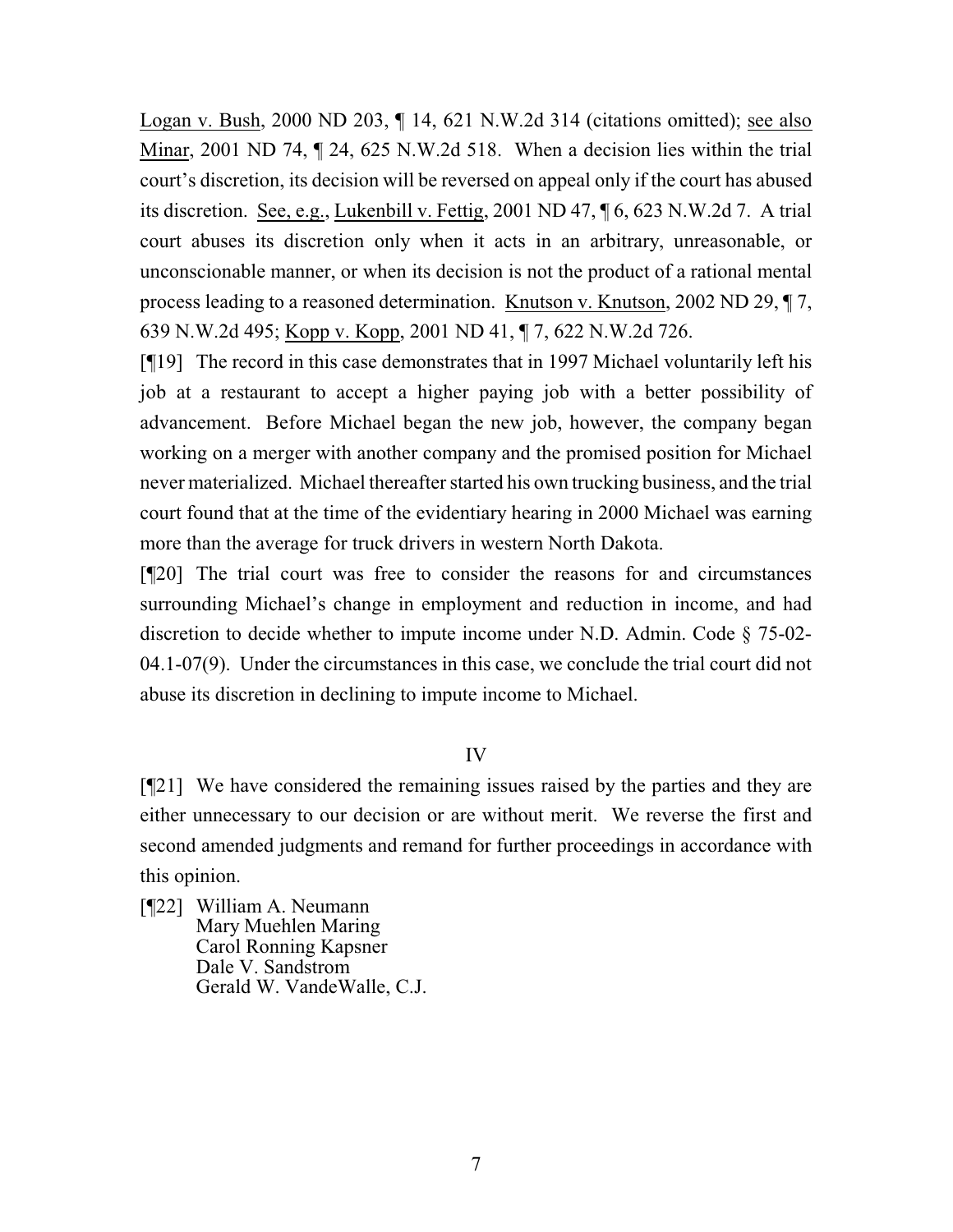Logan v. Bush, 2000 ND 203, ¶ 14, 621 N.W.2d 314 (citations omitted); see also Minar, 2001 ND 74, ¶ 24, 625 N.W.2d 518. When a decision lies within the trial court's discretion, its decision will be reversed on appeal only if the court has abused its discretion. See, e.g., Lukenbill v. Fettig, 2001 ND 47, ¶ 6, 623 N.W.2d 7. A trial court abuses its discretion only when it acts in an arbitrary, unreasonable, or unconscionable manner, or when its decision is not the product of a rational mental process leading to a reasoned determination. Knutson v. Knutson, 2002 ND 29, ¶ 7, 639 N.W.2d 495; Kopp v. Kopp, 2001 ND 41, ¶ 7, 622 N.W.2d 726.

[¶19] The record in this case demonstrates that in 1997 Michael voluntarily left his job at a restaurant to accept a higher paying job with a better possibility of advancement. Before Michael began the new job, however, the company began working on a merger with another company and the promised position for Michael never materialized. Michael thereafter started his own trucking business, and the trial court found that at the time of the evidentiary hearing in 2000 Michael was earning more than the average for truck drivers in western North Dakota.

[¶20] The trial court was free to consider the reasons for and circumstances surrounding Michael's change in employment and reduction in income, and had discretion to decide whether to impute income under N.D. Admin. Code § 75-02-04.1-07(9). Under the circumstances in this case, we conclude the trial court did not abuse its discretion in declining to impute income to Michael.

## IV

[¶21] We have considered the remaining issues raised by the parties and they are either unnecessary to our decision or are without merit. We reverse the first and second amended judgments and remand for further proceedings in accordance with this opinion.

[¶22] William A. Neumann
Mary Muehlen Maring
Carol Ronning Kapsner
Dale V. Sandstrom
Gerald W. VandeWalle, C.J.